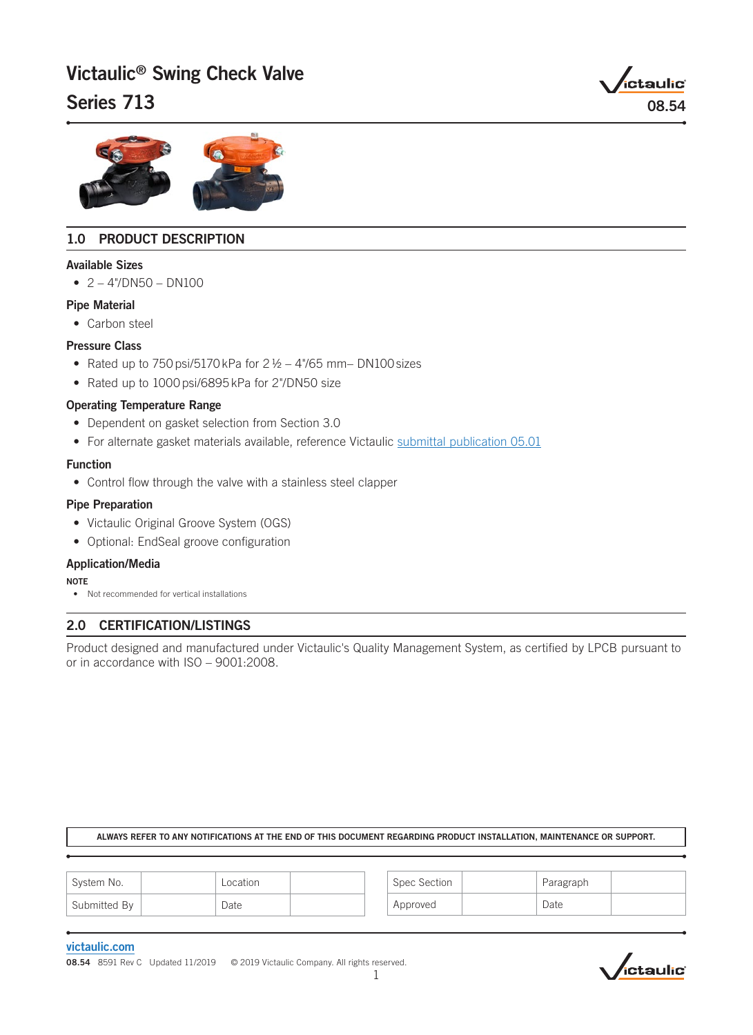# Victaulic® Swing Check Valve
# Series 713

08.54

## 1.0 PRODUCT DESCRIPTION

### Available Sizes

- 2 – 4"/DN50 – DN100

### Pipe Material

- Carbon steel

### Pressure Class

- Rated up to 750 psi/5170 kPa for 2 ½ – 4"/65 mm– DN100 sizes
- Rated up to 1000 psi/6895 kPa for 2"/DN50 size

### Operating Temperature Range

- Dependent on gasket selection from Section 3.0
- For alternate gasket materials available, reference Victaulic submittal publication 05.01

### Function

- Control flow through the valve with a stainless steel clapper

### Pipe Preparation

- Victaulic Original Groove System (OGS)
- Optional: EndSeal groove configuration

### Application/Media

**NOTE**

- Not recommended for vertical installations

## 2.0 CERTIFICATION/LISTINGS

Product designed and manufactured under Victaulic's Quality Management System, as certified by LPCB pursuant to or in accordance with ISO – 9001:2008.

**ALWAYS REFER TO ANY NOTIFICATIONS AT THE END OF THIS DOCUMENT REGARDING PRODUCT INSTALLATION, MAINTENANCE OR SUPPORT.**

| System No. | | Location | |
|---|---|---|---|
| Submitted By | | Date | |

| Spec Section | | Paragraph | |
|---|---|---|---|
| Approved | | Date | |

victaulic.com

08.54 8591 Rev C Updated 11/2019 © 2019 Victaulic Company. All rights reserved.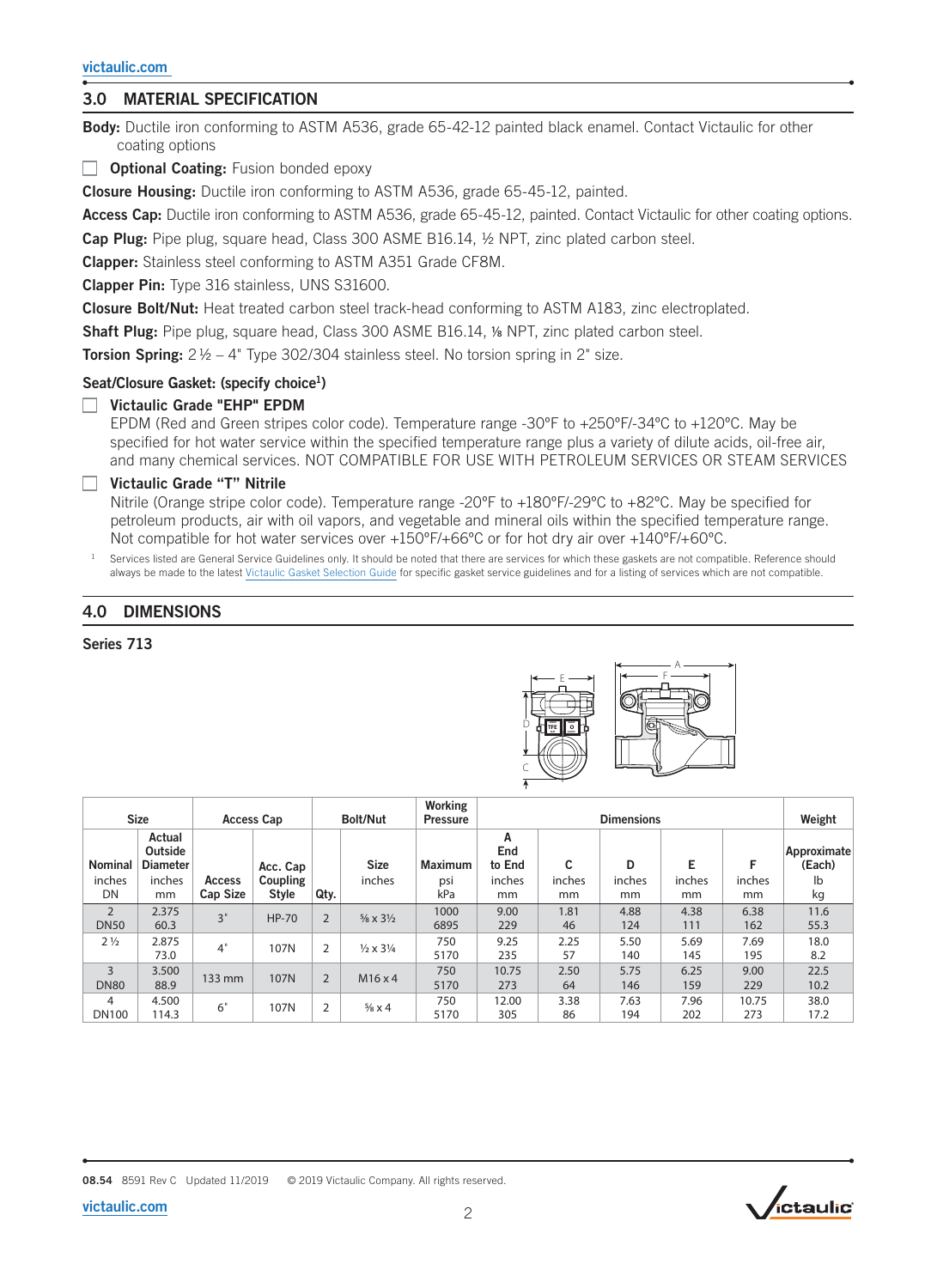## 3.0 MATERIAL SPECIFICATION

**Body:** Ductile iron conforming to ASTM A536, grade 65-42-12 painted black enamel. Contact Victaulic for other coating options

☐ **Optional Coating:** Fusion bonded epoxy

**Closure Housing:** Ductile iron conforming to ASTM A536, grade 65-45-12, painted.

**Access Cap:** Ductile iron conforming to ASTM A536, grade 65-45-12, painted. Contact Victaulic for other coating options.

**Cap Plug:** Pipe plug, square head, Class 300 ASME B16.14, ½ NPT, zinc plated carbon steel.

**Clapper:** Stainless steel conforming to ASTM A351 Grade CF8M.

**Clapper Pin:** Type 316 stainless, UNS S31600.

**Closure Bolt/Nut:** Heat treated carbon steel track-head conforming to ASTM A183, zinc electroplated.

**Shaft Plug:** Pipe plug, square head, Class 300 ASME B16.14, ⅛ NPT, zinc plated carbon steel.

**Torsion Spring:** 2½ – 4" Type 302/304 stainless steel. No torsion spring in 2" size.

### Seat/Closure Gasket: (specify choice[1])

☐ **Victaulic Grade "EHP" EPDM**
EPDM (Red and Green stripes color code). Temperature range -30°F to +250°F/-34°C to +120°C. May be specified for hot water service within the specified temperature range plus a variety of dilute acids, oil-free air, and many chemical services. NOT COMPATIBLE FOR USE WITH PETROLEUM SERVICES OR STEAM SERVICES

☐ **Victaulic Grade "T" Nitrile**
Nitrile (Orange stripe color code). Temperature range -20°F to +180°F/-29°C to +82°C. May be specified for petroleum products, air with oil vapors, and vegetable and mineral oils within the specified temperature range. Not compatible for hot water services over +150°F/+66°C or for hot dry air over +140°F/+60°C.

[1] Services listed are General Service Guidelines only. It should be noted that there are services for which these gaskets are not compatible. Reference should always be made to the latest Victaulic Gasket Selection Guide for specific gasket service guidelines and for a listing of services which are not compatible.

## 4.0 DIMENSIONS

### Series 713

| Size | | Access Cap | | Bolt/Nut | | Working Pressure | Dimensions | | | | | Weight |
|---|---|---|---|---|---|---|---|---|---|---|---|---|
| Nominal inches DN | Actual Outside Diameter inches mm | Access Cap Size | Acc. Cap Coupling Style | Qty. | Size inches | Maximum psi kPa | A End to End inches mm | C inches mm | D inches mm | E inches mm | F inches mm | Approximate (Each) lb kg |
| 2 DN50 | 2.375 60.3 | 3" | HP-70 | 2 | ⅝ x 3½ | 1000 6895 | 9.00 229 | 1.81 46 | 4.88 124 | 4.38 111 | 6.38 162 | 11.6 55.3 |
| 2½ | 2.875 73.0 | 4" | 107N | 2 | ½ x 3¼ | 750 5170 | 9.25 235 | 2.25 57 | 5.50 140 | 5.69 145 | 7.69 195 | 18.0 8.2 |
| 3 DN80 | 3.500 88.9 | 133 mm | 107N | 2 | M16 x 4 | 750 5170 | 10.75 273 | 2.50 64 | 5.75 146 | 6.25 159 | 9.00 229 | 22.5 10.2 |
| 4 DN100 | 4.500 114.3 | 6" | 107N | 2 | ⅝ x 4 | 750 5170 | 12.00 305 | 3.38 86 | 7.63 194 | 7.96 202 | 10.75 273 | 38.0 17.2 |

08.54 8591 Rev C Updated 11/2019 © 2019 Victaulic Company. All rights reserved.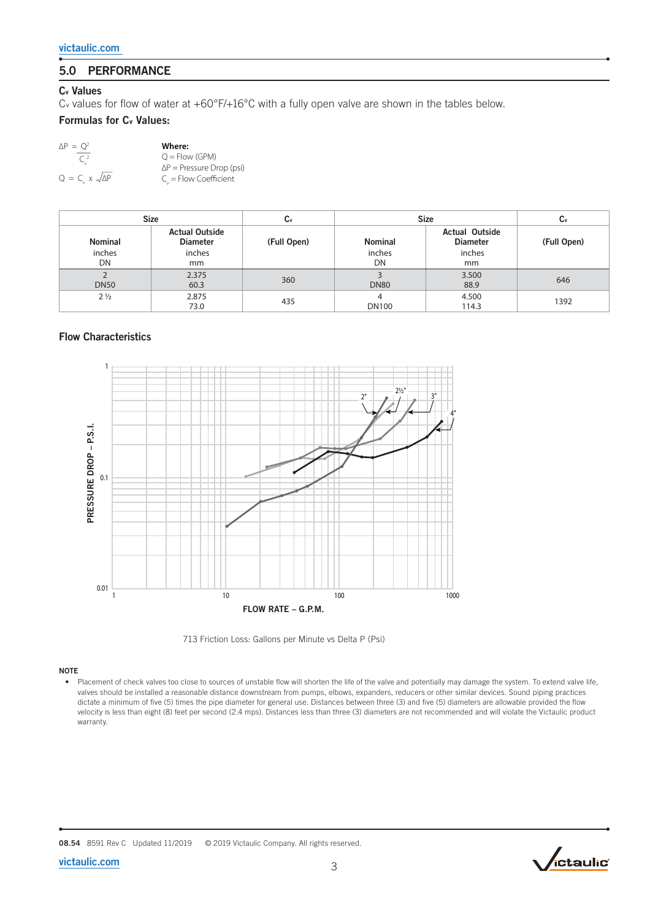## 5.0 PERFORMANCE

### $C_v$ Values

$C_v$ values for flow of water at +60°F/+16°C with a fully open valve are shown in the tables below.

### Formulas for $C_v$ Values:

$$\Delta P = \frac{Q^2}{C_v^2}$$

$$Q = C_v \times \sqrt{\Delta P}$$

**Where:**
Q = Flow (GPM)
ΔP = Pressure Drop (psi)
$C_v$ = Flow Coefficient

| Size | | $C_v$ | Size | | $C_v$ |
|---|---|---|---|---|---|
| Nominal inches DN | Actual Outside Diameter inches mm | (Full Open) | Nominal inches DN | Actual Outside Diameter inches mm | (Full Open) |
| 2 DN50 | 2.375 60.3 | 360 | 3 DN80 | 3.500 88.9 | 646 |
| 2 ½ | 2.875 73.0 | 435 | 4 DN100 | 4.500 114.3 | 1392 |

### Flow Characteristics

713 Friction Loss: Gallons per Minute vs Delta P (Psi)

**NOTE**

- Placement of check valves too close to sources of unstable flow will shorten the life of the valve and potentially may damage the system. To extend valve life, valves should be installed a reasonable distance downstream from pumps, elbows, expanders, reducers or other similar devices. Sound piping practices dictate a minimum of five (5) times the pipe diameter for general use. Distances between three (3) and five (5) diameters are allowable provided the flow velocity is less than eight (8) feet per second (2.4 mps). Distances less than three (3) diameters are not recommended and will violate the Victaulic product warranty.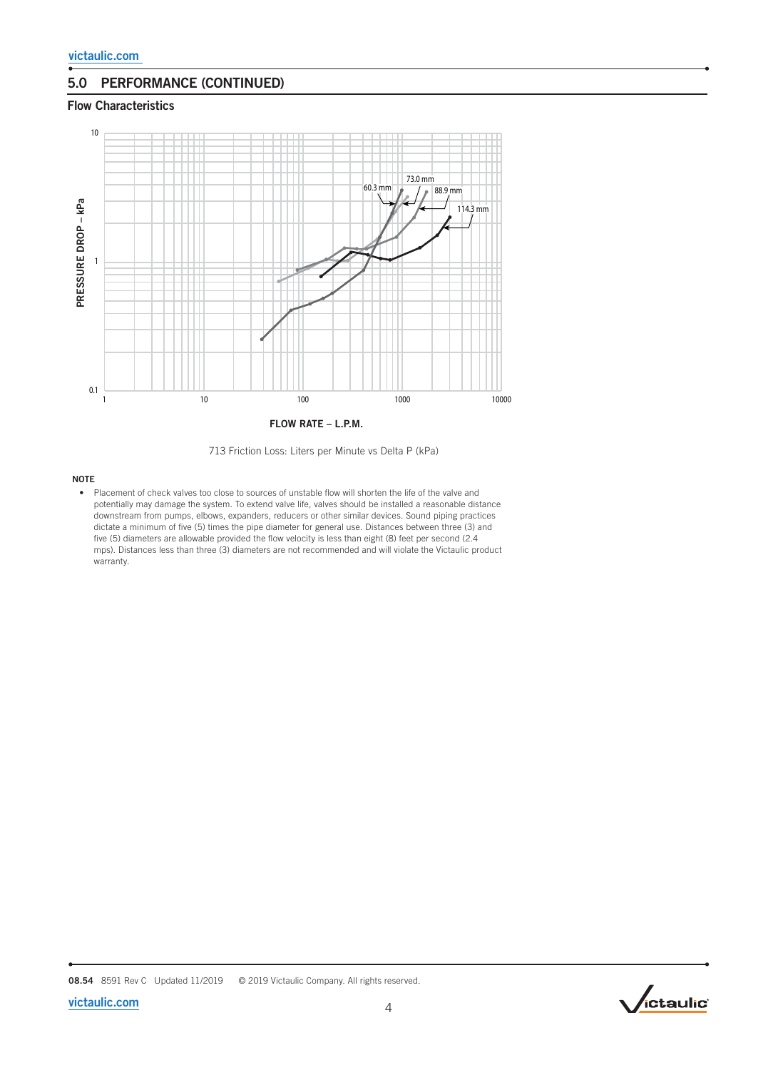## 5.0 PERFORMANCE (CONTINUED)

### Flow Characteristics

713 Friction Loss: Liters per Minute vs Delta P (kPa)

**NOTE**

- Placement of check valves too close to sources of unstable flow will shorten the life of the valve and potentially may damage the system. To extend valve life, valves should be installed a reasonable distance downstream from pumps, elbows, expanders, reducers or other similar devices. Sound piping practices dictate a minimum of five (5) times the pipe diameter for general use. Distances between three (3) and five (5) diameters are allowable provided the flow velocity is less than eight (8) feet per second (2.4 mps). Distances less than three (3) diameters are not recommended and will violate the Victaulic product warranty.

**08.54** 8591 Rev C Updated 11/2019 © 2019 Victaulic Company. All rights reserved.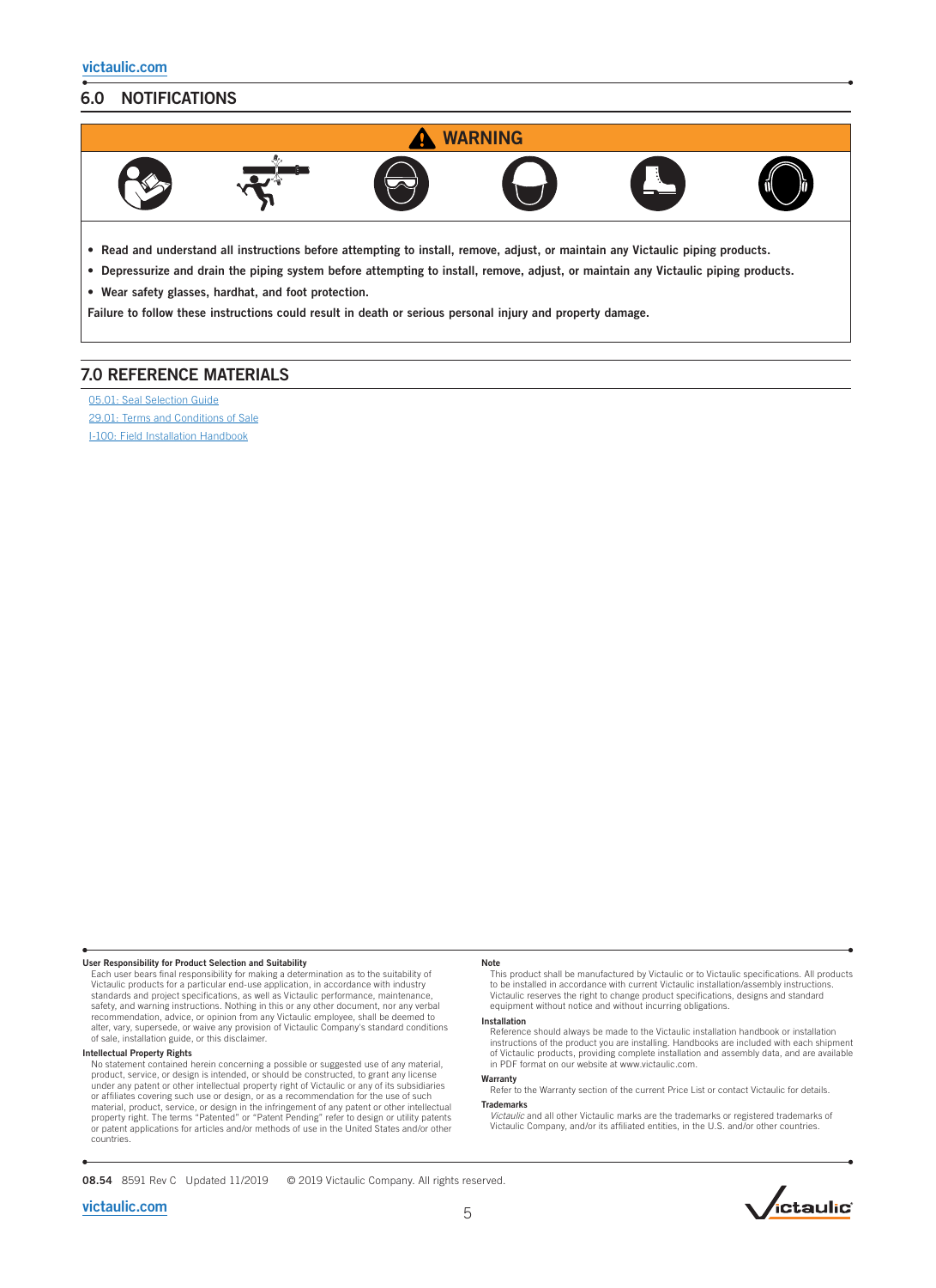## 6.0 NOTIFICATIONS

**WARNING**

- **Read and understand all instructions before attempting to install, remove, adjust, or maintain any Victaulic piping products.**
- **Depressurize and drain the piping system before attempting to install, remove, adjust, or maintain any Victaulic piping products.**
- **Wear safety glasses, hardhat, and foot protection.**

**Failure to follow these instructions could result in death or serious personal injury and property damage.**

## 7.0 REFERENCE MATERIALS

05.01: Seal Selection Guide

29.01: Terms and Conditions of Sale

I-100: Field Installation Handbook

**User Responsibility for Product Selection and Suitability**

Each user bears final responsibility for making a determination as to the suitability of Victaulic products for a particular end-use application, in accordance with industry standards and project specifications, as well as Victaulic performance, maintenance, safety, and warning instructions. Nothing in this or any other document, nor any verbal recommendation, advice, or opinion from any Victaulic employee, shall be deemed to alter, vary, supersede, or waive any provision of Victaulic Company's standard conditions of sale, installation guide, or this disclaimer.

**Intellectual Property Rights**

No statement contained herein concerning a possible or suggested use of any material, product, service, or design is intended, or should be constructed, to grant any license under any patent or other intellectual property right of Victaulic or any of its subsidiaries or affiliates covering such use or design, or as a recommendation for the use of such material, product, service, or design in the infringement of any patent or other intellectual property right. The terms "Patented" or "Patent Pending" refer to design or utility patents or patent applications for articles and/or methods of use in the United States and/or other countries.

**Note**

This product shall be manufactured by Victaulic or to Victaulic specifications. All products to be installed in accordance with current Victaulic installation/assembly instructions. Victaulic reserves the right to change product specifications, designs and standard equipment without notice and without incurring obligations.

**Installation**

Reference should always be made to the Victaulic installation handbook or installation instructions of the product you are installing. Handbooks are included with each shipment of Victaulic products, providing complete installation and assembly data, and are available in PDF format on our website at www.victaulic.com.

**Warranty**

Refer to the Warranty section of the current Price List or contact Victaulic for details.

**Trademarks**

*Victaulic* and all other Victaulic marks are the trademarks or registered trademarks of Victaulic Company, and/or its affiliated entities, in the U.S. and/or other countries.

**08.54** 8591 Rev C Updated 11/2019 © 2019 Victaulic Company. All rights reserved.